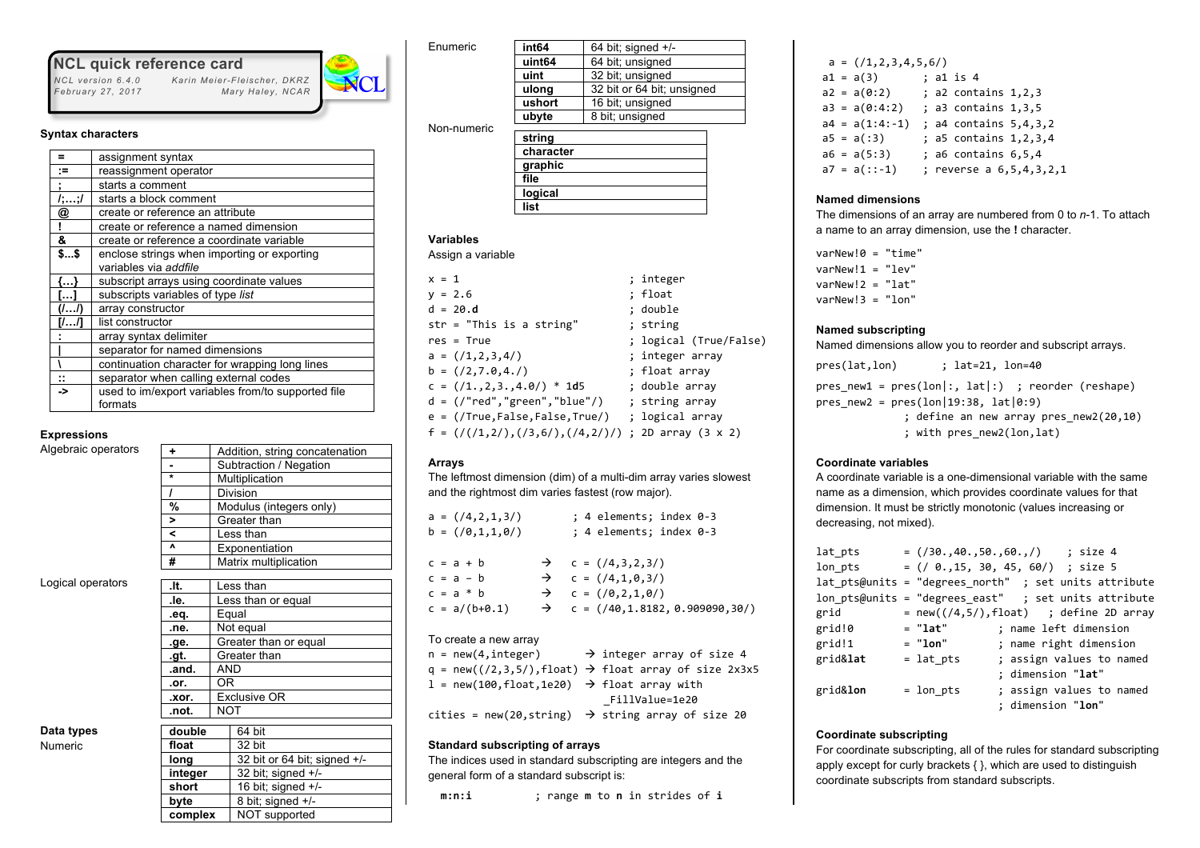# NCL quick reference card

NCL version 6.4.0 — Karin Meier-Fleischer, DKRZ
February 27, 2017 — Mary Haley, NCAR

### Syntax characters

| | |
|---|---|
| **=** | assignment syntax |
| **:=** | reassignment operator |
| **;** | starts a comment |
| **/;…;/** | starts a block comment |
| **@** | create or reference an attribute |
| **!** | create or reference a named dimension |
| **&** | create or reference a coordinate variable |
| **$...$** | enclose strings when importing or exporting variables via *addfile* |
| **{…}** | subscript arrays using coordinate values |
| **[…]** | subscripts variables of type *list* |
| **(/…/)** | array constructor |
| **[/…/]** | list constructor |
| **:** | array syntax delimiter |
| **\|** | separator for named dimensions |
| **\\** | continuation character for wrapping long lines |
| **::** | separator when calling external codes |
| **->** | used to im/export variables from/to supported file formats |

### Expressions

Algebraic operators

| | |
|---|---|
| **+** | Addition, string concatenation |
| **-** | Subtraction / Negation |
| **\*** | Multiplication |
| **/** | Division |
| **%** | Modulus (integers only) |
| **>** | Greater than |
| **<** | Less than |
| **^** | Exponentiation |
| **#** | Matrix multiplication |

Logical operators

| | |
|---|---|
| **.lt.** | Less than |
| **.le.** | Less than or equal |
| **.eq.** | Equal |
| **.ne.** | Not equal |
| **.ge.** | Greater than or equal |
| **.gt.** | Greater than |
| **.and.** | AND |
| **.or.** | OR |
| **.xor.** | Exclusive OR |
| **.not.** | NOT |

### Data types

Numeric

| | |
|---|---|
| **double** | 64 bit |
| **float** | 32 bit |
| **long** | 32 bit or 64 bit; signed +/- |
| **integer** | 32 bit; signed +/- |
| **short** | 16 bit; signed +/- |
| **byte** | 8 bit; signed +/- |
| **complex** | NOT supported |

Enumeric

| | |
|---|---|
| **int64** | 64 bit; signed +/- |
| **uint64** | 64 bit; unsigned |
| **uint** | 32 bit; unsigned |
| **ulong** | 32 bit or 64 bit; unsigned |
| **ushort** | 16 bit; unsigned |
| **ubyte** | 8 bit; unsigned |

Non-numeric

| |
|---|
| **string** |
| **character** |
| **graphic** |
| **file** |
| **logical** |
| **list** |

### Variables

Assign a variable

```
x = 1                                ; integer
y = 2.6                              ; float
d = 20.d                             ; double
str = "This is a string"             ; string
res = True                           ; logical (True/False)
a = (/1,2,3,4/)                      ; integer array
b = (/2,7.0,4./)                     ; float array
c = (/1.,2,3.,4.0/) * 1d5            ; double array
d = (/"red","green","blue"/)         ; string array
e = (/True,False,False,True/)        ; logical array
f = (/(/1,2/),(/3,6/),(/4,2/)/) ; 2D array (3 x 2)
```

### Arrays

The leftmost dimension (dim) of a multi-dim array varies slowest and the rightmost dim varies fastest (row major).

```
a = (/4,2,1,3/)        ; 4 elements; index 0-3
b = (/0,1,1,0/)        ; 4 elements; index 0-3

c = a + b        →    c = (/4,3,2,3/)
c = a – b        →    c = (/4,1,0,3/)
c = a * b        →    c = (/0,2,1,0/)
c = a/(b+0.1)    →    c = (/40,1.8182,0.909090,30/)
```

To create a new array

```
n = new(4,integer)        → integer array of size 4
q = new((/2,3,5/),float)  → float array of size 2x3x5
l = new(100,float,1e20)   → float array with
                            _FillValue=1e20
cities = new(20,string)   → string array of size 20
```

### Standard subscripting of arrays

The indices used in standard subscripting are integers and the general form of a standard subscript is:

```
m:n:i          ; range m to n in strides of i
```

```
a = (/1,2,3,4,5,6/)
a1 = a(3)         ; a1 is 4
a2 = a(0:2)       ; a2 contains 1,2,3
a3 = a(0:4:2)     ; a3 contains 1,3,5
a4 = a(1:4:-1)    ; a4 contains 5,4,3,2
a5 = a(:3)        ; a5 contains 1,2,3,4
a6 = a(5:3)       ; a6 contains 6,5,4
a7 = a(::-1)      ; reverse a 6,5,4,3,2,1
```

### Named dimensions

The dimensions of an array are numbered from 0 to *n*-1. To attach a name to an array dimension, use the **!** character.

```
varNew!0 = "time"
varNew!1 = "lev"
varNew!2 = "lat"
varNew!3 = "lon"
```

### Named subscripting

Named dimensions allow you to reorder and subscript arrays.

```
pres(lat,lon)       ; lat=21, lon=40

pres_new1 = pres(lon|:, lat|:)  ; reorder (reshape)
pres_new2 = pres(lon|19:38, lat|0:9)
            ; define an new array pres_new2(20,10)
            ; with pres_new2(lon,lat)
```

### Coordinate variables

A coordinate variable is a one-dimensional variable with the same name as a dimension, which provides coordinate values for that dimension. It must be strictly monotonic (values increasing or decreasing, not mixed).

```
lat_pts       = (/30.,40.,50.,60.,/)    ; size 4
lon_pts       = (/ 0.,15, 30, 45, 60/)  ; size 5
lat_pts@units = "degrees_north"  ; set units attribute
lon_pts@units = "degrees_east"   ; set units attribute
grid          = new((/4,5/),float)   ; define 2D array
grid!0        = "lat"         ; name left dimension
grid!1        = "lon"         ; name right dimension
grid&lat      = lat_pts       ; assign values to named
                              ; dimension "lat"
grid&lon      = lon_pts       ; assign values to named
                              ; dimension "lon"
```

### Coordinate subscripting

For coordinate subscripting, all of the rules for standard subscripting apply except for curly brackets { }, which are used to distinguish coordinate subscripts from standard subscripts.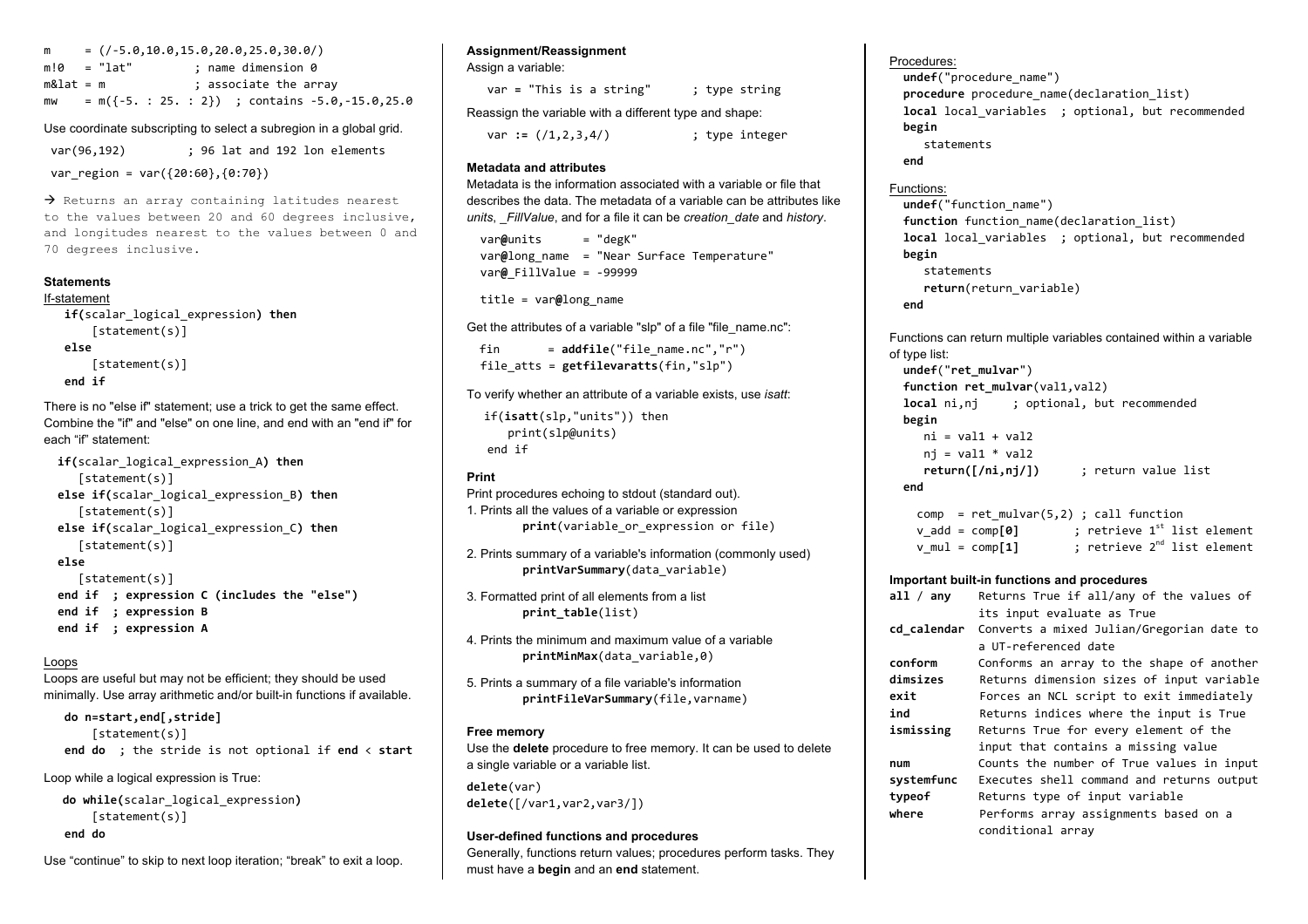```
m     = (/-5.0,10.0,15.0,20.0,25.0,30.0/)
m!0   = "lat"          ; name dimension 0
m&lat = m              ; associate the array
mw    = m({-5. : 25. : 2})  ; contains -5.0,-15.0,25.0
```

Use coordinate subscripting to select a subregion in a global grid.

```
var(96,192)        ; 96 lat and 192 lon elements
var_region = var({20:60},{0:70})
```

→ Returns an array containing latitudes nearest to the values between 20 and 60 degrees inclusive, and longitudes nearest to the values between 0 and 70 degrees inclusive.

### Statements

If-statement

```
if(scalar_logical_expression) then
    [statement(s)]
else
    [statement(s)]
end if
```

There is no "else if" statement; use a trick to get the same effect. Combine the "if" and "else" on one line, and end with an "end if" for each "if" statement:

```
if(scalar_logical_expression_A) then
   [statement(s)]
else if(scalar_logical_expression_B) then
   [statement(s)]
else if(scalar_logical_expression_C) then
   [statement(s)]
else
   [statement(s)]
end if  ; expression C (includes the "else")
end if  ; expression B
end if  ; expression A
```

Loops

Loops are useful but may not be efficient; they should be used minimally. Use array arithmetic and/or built-in functions if available.

```
do n=start,end[,stride]
    [statement(s)]
end do  ; the stride is not optional if end < start
```

Loop while a logical expression is True:

```
do while(scalar_logical_expression)
    [statement(s)]
end do
```

Use "continue" to skip to next loop iteration; "break" to exit a loop.

### Assignment/Reassignment

Assign a variable:

```
var = "This is a string"      ; type string
```

Reassign the variable with a different type and shape:

```
var := (/1,2,3,4/)            ; type integer
```

### Metadata and attributes

Metadata is the information associated with a variable or file that describes the data. The metadata of a variable can be attributes like *units*, *_FillValue*, and for a file it can be *creation_date* and *history*.

```
var@units      = "degK"
var@long_name  = "Near Surface Temperature"
var@_FillValue = -99999

title = var@long_name
```

Get the attributes of a variable "slp" of a file "file_name.nc":

```
fin        = addfile("file_name.nc","r")
file_atts = getfilevaratts(fin,"slp")
```

To verify whether an attribute of a variable exists, use *isatt*:

```
if(isatt(slp,"units")) then
   print(slp@units)
end if
```

### Print

Print procedures echoing to stdout (standard out).

1. Prints all the values of a variable or expression
   `print(variable_or_expression or file)`
2. Prints summary of a variable's information (commonly used)
   `printVarSummary(data_variable)`
3. Formatted print of all elements from a list
   `print_table(list)`
4. Prints the minimum and maximum value of a variable
   `printMinMax(data_variable,0)`
5. Prints a summary of a file variable's information
   `printFileVarSummary(file,varname)`

### Free memory

Use the **delete** procedure to free memory. It can be used to delete a single variable or a variable list.

```
delete(var)
delete([/var1,var2,var3/])
```

### User-defined functions and procedures

Generally, functions return values; procedures perform tasks. They must have a **begin** and an **end** statement.

Procedures:

```
undef("procedure_name")
procedure procedure_name(declaration_list)
local local_variables  ; optional, but recommended
begin
   statements
end
```

Functions:

```
undef("function_name")
function function_name(declaration_list)
local local_variables  ; optional, but recommended
begin
   statements
   return(return_variable)
end
```

Functions can return multiple variables contained within a variable of type list:

```
undef("ret_mulvar")
function ret_mulvar(val1,val2)
local ni,nj     ; optional, but recommended
begin
   ni = val1 + val2
   nj = val1 * val2
   return([/ni,nj/])      ; return value list
end

  comp  = ret_mulvar(5,2) ; call function
  v_add = comp[0]        ; retrieve 1st list element
  v_mul = comp[1]        ; retrieve 2nd list element
```

### Important built-in functions and procedures

| | |
|---|---|
| **all / any** | Returns True if all/any of the values of its input evaluate as True |
| **cd_calendar** | Converts a mixed Julian/Gregorian date to a UT-referenced date |
| **conform** | Conforms an array to the shape of another |
| **dimsizes** | Returns dimension sizes of input variable |
| **exit** | Forces an NCL script to exit immediately |
| **ind** | Returns indices where the input is True |
| **ismissing** | Returns True for every element of the input that contains a missing value |
| **num** | Counts the number of True values in input |
| **systemfunc** | Executes shell command and returns output |
| **typeof** | Returns type of input variable |
| **where** | Performs array assignments based on a conditional array |